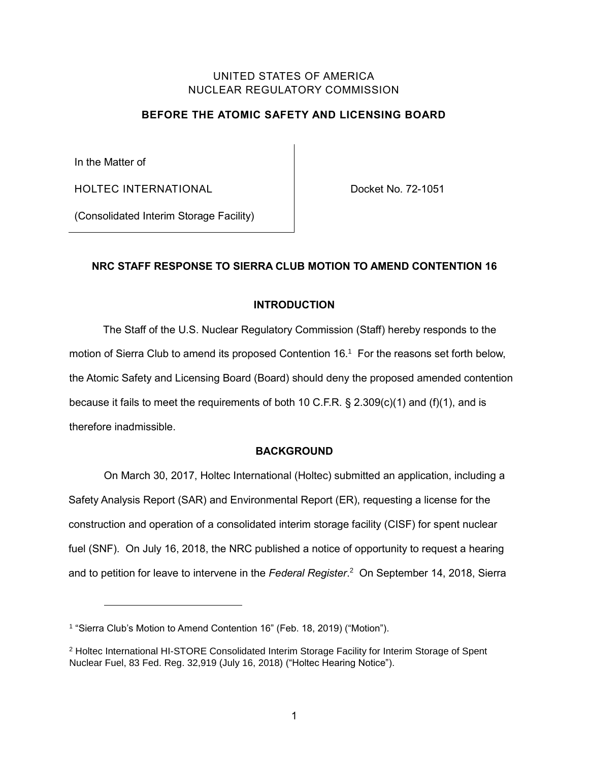UNITED STATES OF AMERICA
NUCLEAR REGULATORY COMMISSION

**BEFORE THE ATOMIC SAFETY AND LICENSING BOARD**

| | |
|---|---|
| In the Matter of<br><br>HOLTEC INTERNATIONAL<br><br>(Consolidated Interim Storage Facility) | Docket No. 72-1051 |

**NRC STAFF RESPONSE TO SIERRA CLUB MOTION TO AMEND CONTENTION 16**

## INTRODUCTION

The Staff of the U.S. Nuclear Regulatory Commission (Staff) hereby responds to the motion of Sierra Club to amend its proposed Contention 16.[1] For the reasons set forth below, the Atomic Safety and Licensing Board (Board) should deny the proposed amended contention because it fails to meet the requirements of both 10 C.F.R. § 2.309(c)(1) and (f)(1), and is therefore inadmissible.

## BACKGROUND

On March 30, 2017, Holtec International (Holtec) submitted an application, including a Safety Analysis Report (SAR) and Environmental Report (ER), requesting a license for the construction and operation of a consolidated interim storage facility (CISF) for spent nuclear fuel (SNF). On July 16, 2018, the NRC published a notice of opportunity to request a hearing and to petition for leave to intervene in the *Federal Register*.[2] On September 14, 2018, Sierra

---

[1] "Sierra Club's Motion to Amend Contention 16" (Feb. 18, 2019) ("Motion").

[2] Holtec International HI-STORE Consolidated Interim Storage Facility for Interim Storage of Spent Nuclear Fuel, 83 Fed. Reg. 32,919 (July 16, 2018) ("Holtec Hearing Notice").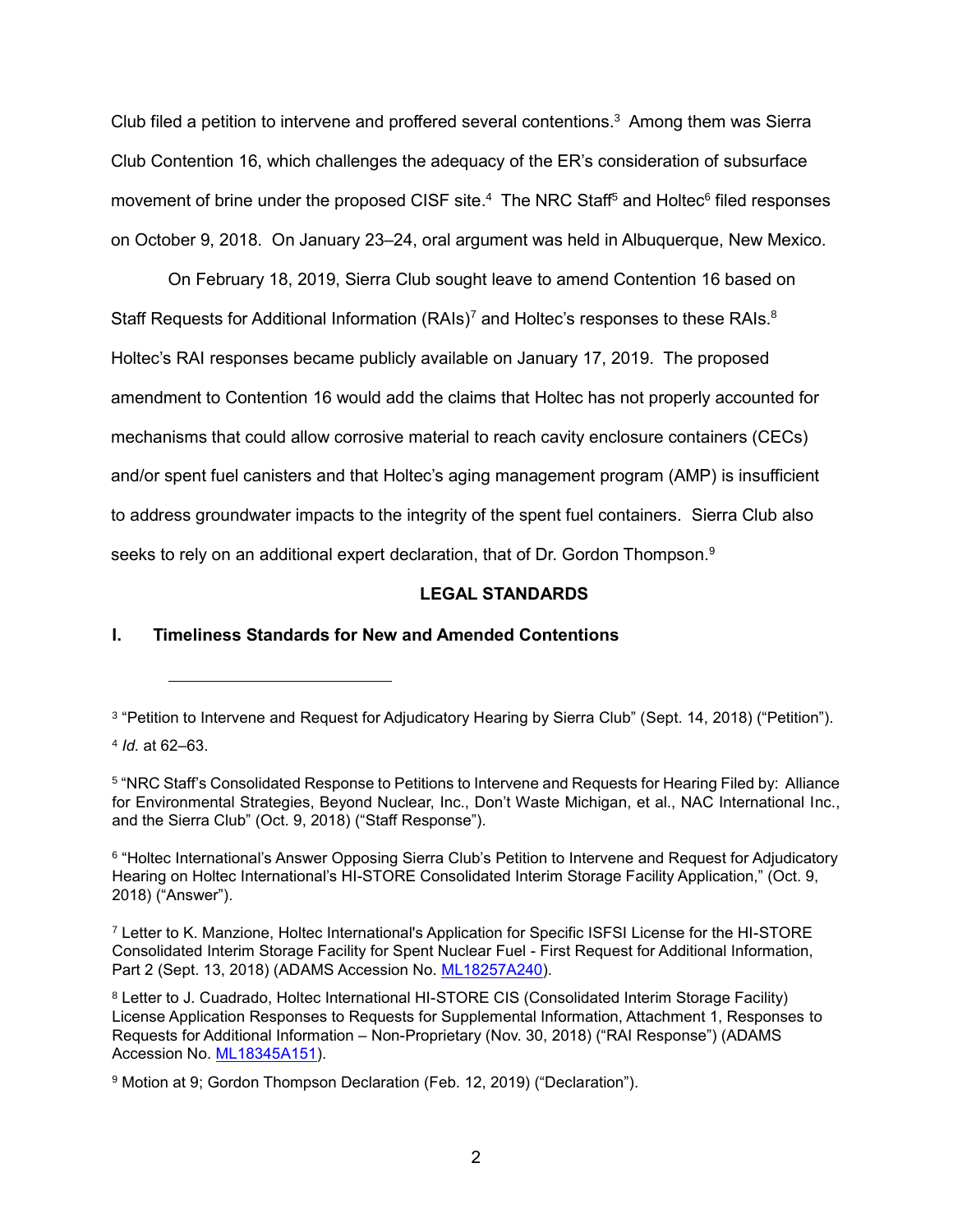Club filed a petition to intervene and proffered several contentions.[3] Among them was Sierra Club Contention 16, which challenges the adequacy of the ER's consideration of subsurface movement of brine under the proposed CISF site.[4] The NRC Staff[5] and Holtec[6] filed responses on October 9, 2018. On January 23–24, oral argument was held in Albuquerque, New Mexico.

On February 18, 2019, Sierra Club sought leave to amend Contention 16 based on Staff Requests for Additional Information (RAIs)[7] and Holtec's responses to these RAIs.[8] Holtec's RAI responses became publicly available on January 17, 2019. The proposed amendment to Contention 16 would add the claims that Holtec has not properly accounted for mechanisms that could allow corrosive material to reach cavity enclosure containers (CECs) and/or spent fuel canisters and that Holtec's aging management program (AMP) is insufficient to address groundwater impacts to the integrity of the spent fuel containers. Sierra Club also seeks to rely on an additional expert declaration, that of Dr. Gordon Thompson.[9]

## LEGAL STANDARDS

### I. Timeliness Standards for New and Amended Contentions

---

[3] "Petition to Intervene and Request for Adjudicatory Hearing by Sierra Club" (Sept. 14, 2018) ("Petition").

[4] *Id.* at 62–63.

[5] "NRC Staff's Consolidated Response to Petitions to Intervene and Requests for Hearing Filed by: Alliance for Environmental Strategies, Beyond Nuclear, Inc., Don't Waste Michigan, et al., NAC International Inc., and the Sierra Club" (Oct. 9, 2018) ("Staff Response").

[6] "Holtec International's Answer Opposing Sierra Club's Petition to Intervene and Request for Adjudicatory Hearing on Holtec International's HI-STORE Consolidated Interim Storage Facility Application," (Oct. 9, 2018) ("Answer").

[7] Letter to K. Manzione, Holtec International's Application for Specific ISFSI License for the HI-STORE Consolidated Interim Storage Facility for Spent Nuclear Fuel - First Request for Additional Information, Part 2 (Sept. 13, 2018) (ADAMS Accession No. ML18257A240).

[8] Letter to J. Cuadrado, Holtec International HI-STORE CIS (Consolidated Interim Storage Facility) License Application Responses to Requests for Supplemental Information, Attachment 1, Responses to Requests for Additional Information – Non-Proprietary (Nov. 30, 2018) ("RAI Response") (ADAMS Accession No. ML18345A151).

[9] Motion at 9; Gordon Thompson Declaration (Feb. 12, 2019) ("Declaration").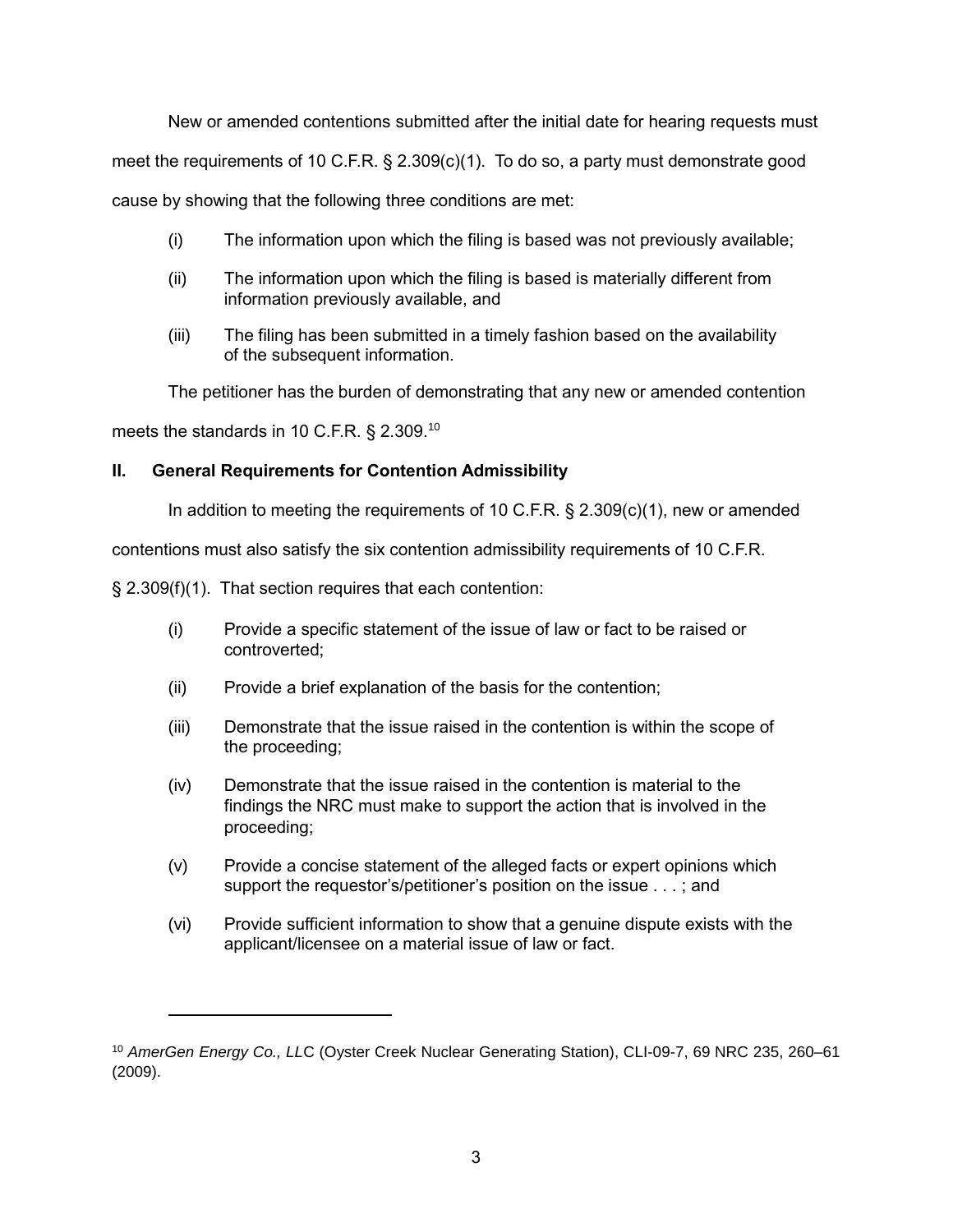New or amended contentions submitted after the initial date for hearing requests must meet the requirements of 10 C.F.R. § 2.309(c)(1). To do so, a party must demonstrate good cause by showing that the following three conditions are met:

> (i) The information upon which the filing is based was not previously available;
>
> (ii) The information upon which the filing is based is materially different from information previously available, and
>
> (iii) The filing has been submitted in a timely fashion based on the availability of the subsequent information.

The petitioner has the burden of demonstrating that any new or amended contention meets the standards in 10 C.F.R. § 2.309.[10]

## II. General Requirements for Contention Admissibility

In addition to meeting the requirements of 10 C.F.R. § 2.309(c)(1), new or amended contentions must also satisfy the six contention admissibility requirements of 10 C.F.R. § 2.309(f)(1). That section requires that each contention:

> (i) Provide a specific statement of the issue of law or fact to be raised or controverted;
>
> (ii) Provide a brief explanation of the basis for the contention;
>
> (iii) Demonstrate that the issue raised in the contention is within the scope of the proceeding;
>
> (iv) Demonstrate that the issue raised in the contention is material to the findings the NRC must make to support the action that is involved in the proceeding;
>
> (v) Provide a concise statement of the alleged facts or expert opinions which support the requestor's/petitioner's position on the issue . . . ; and
>
> (vi) Provide sufficient information to show that a genuine dispute exists with the applicant/licensee on a material issue of law or fact.

---

[10] *AmerGen Energy Co., LLC* (Oyster Creek Nuclear Generating Station), CLI-09-7, 69 NRC 235, 260–61 (2009).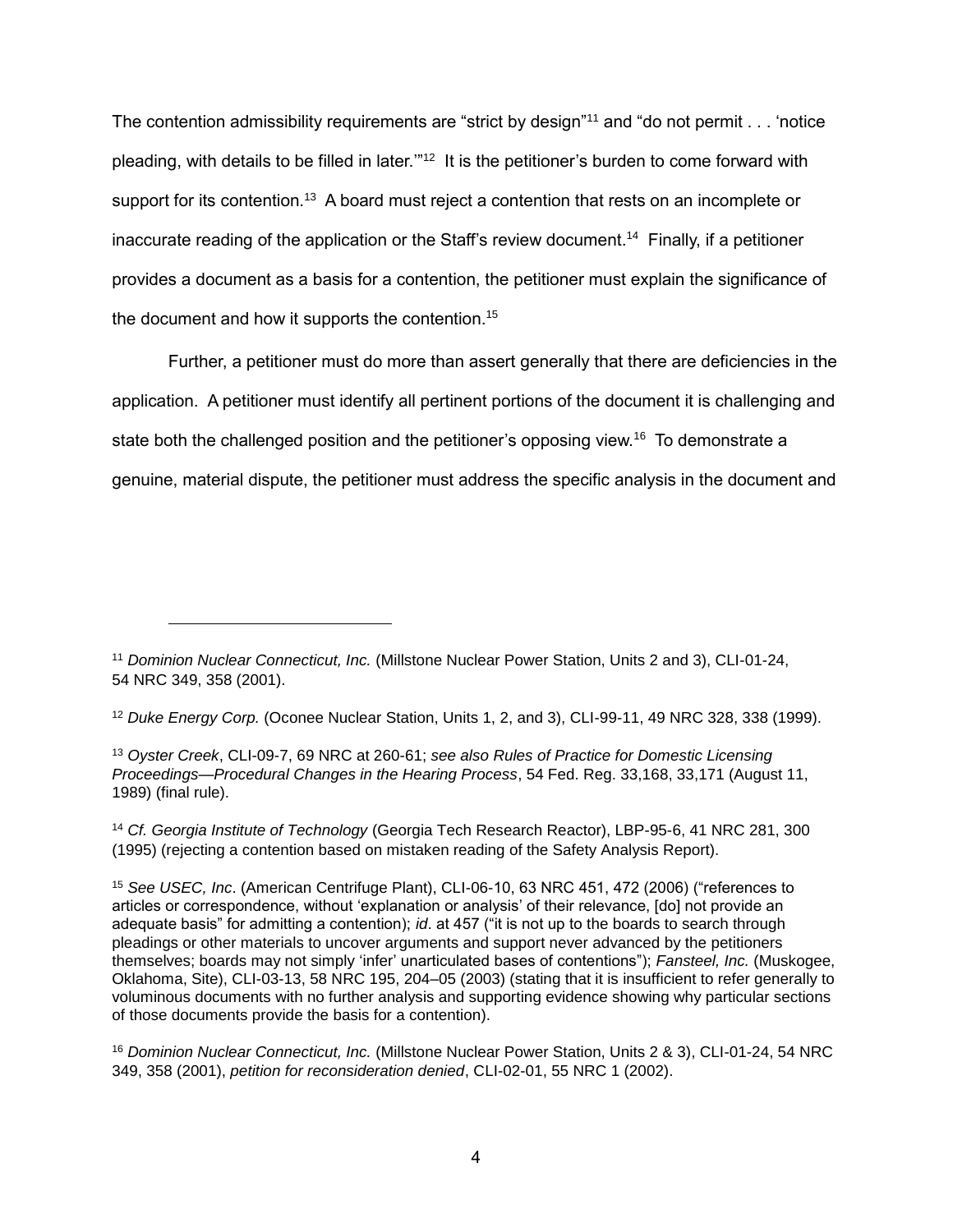The contention admissibility requirements are "strict by design"[11] and "do not permit . . . 'notice pleading, with details to be filled in later.'"[12] It is the petitioner's burden to come forward with support for its contention.[13] A board must reject a contention that rests on an incomplete or inaccurate reading of the application or the Staff's review document.[14] Finally, if a petitioner provides a document as a basis for a contention, the petitioner must explain the significance of the document and how it supports the contention.[15]

Further, a petitioner must do more than assert generally that there are deficiencies in the application. A petitioner must identify all pertinent portions of the document it is challenging and state both the challenged position and the petitioner's opposing view.[16] To demonstrate a genuine, material dispute, the petitioner must address the specific analysis in the document and

---

[11] *Dominion Nuclear Connecticut, Inc.* (Millstone Nuclear Power Station, Units 2 and 3), CLI-01-24, 54 NRC 349, 358 (2001).

[12] *Duke Energy Corp.* (Oconee Nuclear Station, Units 1, 2, and 3), CLI-99-11, 49 NRC 328, 338 (1999).

[13] *Oyster Creek*, CLI-09-7, 69 NRC at 260-61; *see also Rules of Practice for Domestic Licensing Proceedings—Procedural Changes in the Hearing Process*, 54 Fed. Reg. 33,168, 33,171 (August 11, 1989) (final rule).

[14] *Cf. Georgia Institute of Technology* (Georgia Tech Research Reactor), LBP-95-6, 41 NRC 281, 300 (1995) (rejecting a contention based on mistaken reading of the Safety Analysis Report).

[15] *See USEC, Inc*. (American Centrifuge Plant), CLI-06-10, 63 NRC 451, 472 (2006) ("references to articles or correspondence, without 'explanation or analysis' of their relevance, [do] not provide an adequate basis" for admitting a contention); *id*. at 457 ("it is not up to the boards to search through pleadings or other materials to uncover arguments and support never advanced by the petitioners themselves; boards may not simply 'infer' unarticulated bases of contentions"); *Fansteel, Inc.* (Muskogee, Oklahoma, Site), CLI-03-13, 58 NRC 195, 204–05 (2003) (stating that it is insufficient to refer generally to voluminous documents with no further analysis and supporting evidence showing why particular sections of those documents provide the basis for a contention).

[16] *Dominion Nuclear Connecticut, Inc.* (Millstone Nuclear Power Station, Units 2 & 3), CLI-01-24, 54 NRC 349, 358 (2001), *petition for reconsideration denied*, CLI-02-01, 55 NRC 1 (2002).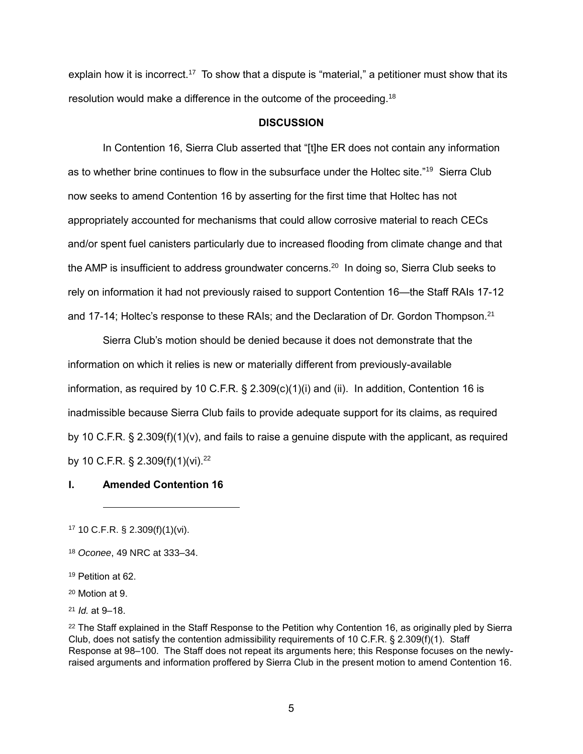explain how it is incorrect.[17] To show that a dispute is "material," a petitioner must show that its resolution would make a difference in the outcome of the proceeding.[18]

## DISCUSSION

In Contention 16, Sierra Club asserted that "[t]he ER does not contain any information as to whether brine continues to flow in the subsurface under the Holtec site."[19] Sierra Club now seeks to amend Contention 16 by asserting for the first time that Holtec has not appropriately accounted for mechanisms that could allow corrosive material to reach CECs and/or spent fuel canisters particularly due to increased flooding from climate change and that the AMP is insufficient to address groundwater concerns.[20] In doing so, Sierra Club seeks to rely on information it had not previously raised to support Contention 16—the Staff RAIs 17-12 and 17-14; Holtec's response to these RAIs; and the Declaration of Dr. Gordon Thompson.[21]

Sierra Club's motion should be denied because it does not demonstrate that the information on which it relies is new or materially different from previously-available information, as required by 10 C.F.R. § 2.309(c)(1)(i) and (ii). In addition, Contention 16 is inadmissible because Sierra Club fails to provide adequate support for its claims, as required by 10 C.F.R. § 2.309(f)(1)(v), and fails to raise a genuine dispute with the applicant, as required by 10 C.F.R. § 2.309(f)(1)(vi).[22]

### I. Amended Contention 16

---

[17] 10 C.F.R. § 2.309(f)(1)(vi).

[18] *Oconee*, 49 NRC at 333–34.

[19] Petition at 62.

[20] Motion at 9.

[21] *Id.* at 9–18.

[22] The Staff explained in the Staff Response to the Petition why Contention 16, as originally pled by Sierra Club, does not satisfy the contention admissibility requirements of 10 C.F.R. § 2.309(f)(1). Staff Response at 98–100. The Staff does not repeat its arguments here; this Response focuses on the newly-raised arguments and information proffered by Sierra Club in the present motion to amend Contention 16.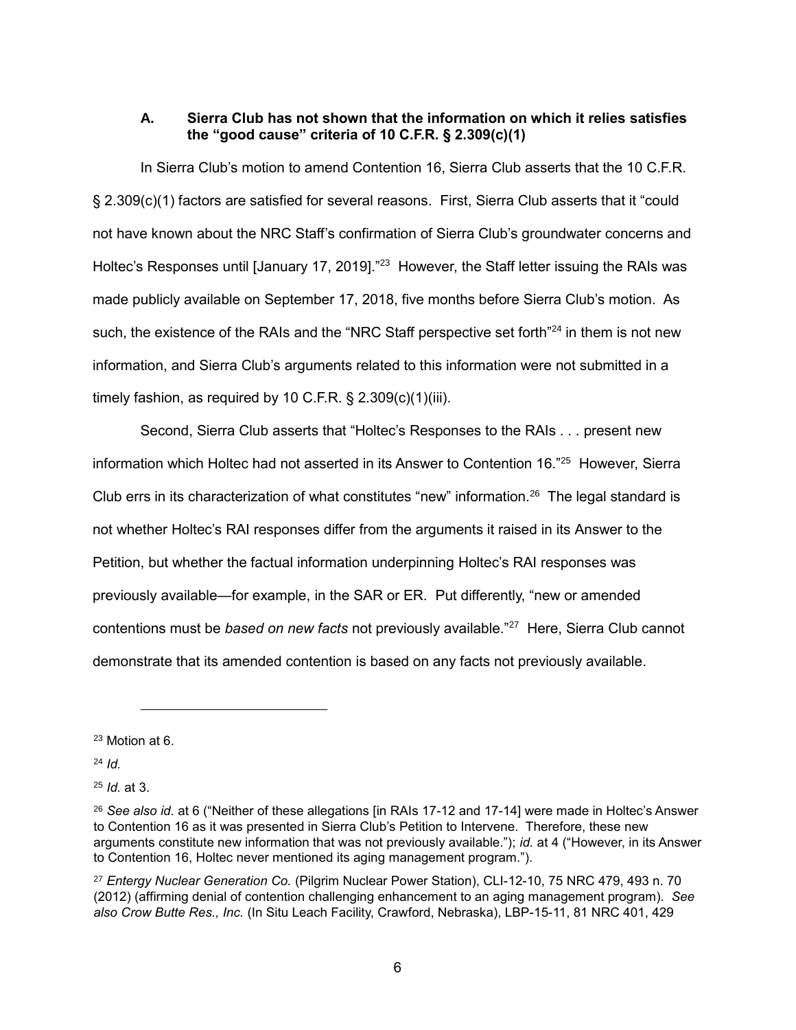### A. Sierra Club has not shown that the information on which it relies satisfies the "good cause" criteria of 10 C.F.R. § 2.309(c)(1)

In Sierra Club's motion to amend Contention 16, Sierra Club asserts that the 10 C.F.R. § 2.309(c)(1) factors are satisfied for several reasons. First, Sierra Club asserts that it "could not have known about the NRC Staff's confirmation of Sierra Club's groundwater concerns and Holtec's Responses until [January 17, 2019]."[23] However, the Staff letter issuing the RAIs was made publicly available on September 17, 2018, five months before Sierra Club's motion. As such, the existence of the RAIs and the "NRC Staff perspective set forth"[24] in them is not new information, and Sierra Club's arguments related to this information were not submitted in a timely fashion, as required by 10 C.F.R. § 2.309(c)(1)(iii).

Second, Sierra Club asserts that "Holtec's Responses to the RAIs . . . present new information which Holtec had not asserted in its Answer to Contention 16."[25] However, Sierra Club errs in its characterization of what constitutes "new" information.[26] The legal standard is not whether Holtec's RAI responses differ from the arguments it raised in its Answer to the Petition, but whether the factual information underpinning Holtec's RAI responses was previously available—for example, in the SAR or ER. Put differently, "new or amended contentions must be *based on new facts* not previously available."[27] Here, Sierra Club cannot demonstrate that its amended contention is based on any facts not previously available.

---

[23] Motion at 6.

[24] *Id.*

[25] *Id.* at 3.

[26] *See also id.* at 6 ("Neither of these allegations [in RAIs 17-12 and 17-14] were made in Holtec's Answer to Contention 16 as it was presented in Sierra Club's Petition to Intervene. Therefore, these new arguments constitute new information that was not previously available."); *id.* at 4 ("However, in its Answer to Contention 16, Holtec never mentioned its aging management program.").

[27] *Entergy Nuclear Generation Co.* (Pilgrim Nuclear Power Station), CLI-12-10, 75 NRC 479, 493 n. 70 (2012) (affirming denial of contention challenging enhancement to an aging management program). *See also Crow Butte Res., Inc.* (In Situ Leach Facility, Crawford, Nebraska), LBP-15-11, 81 NRC 401, 429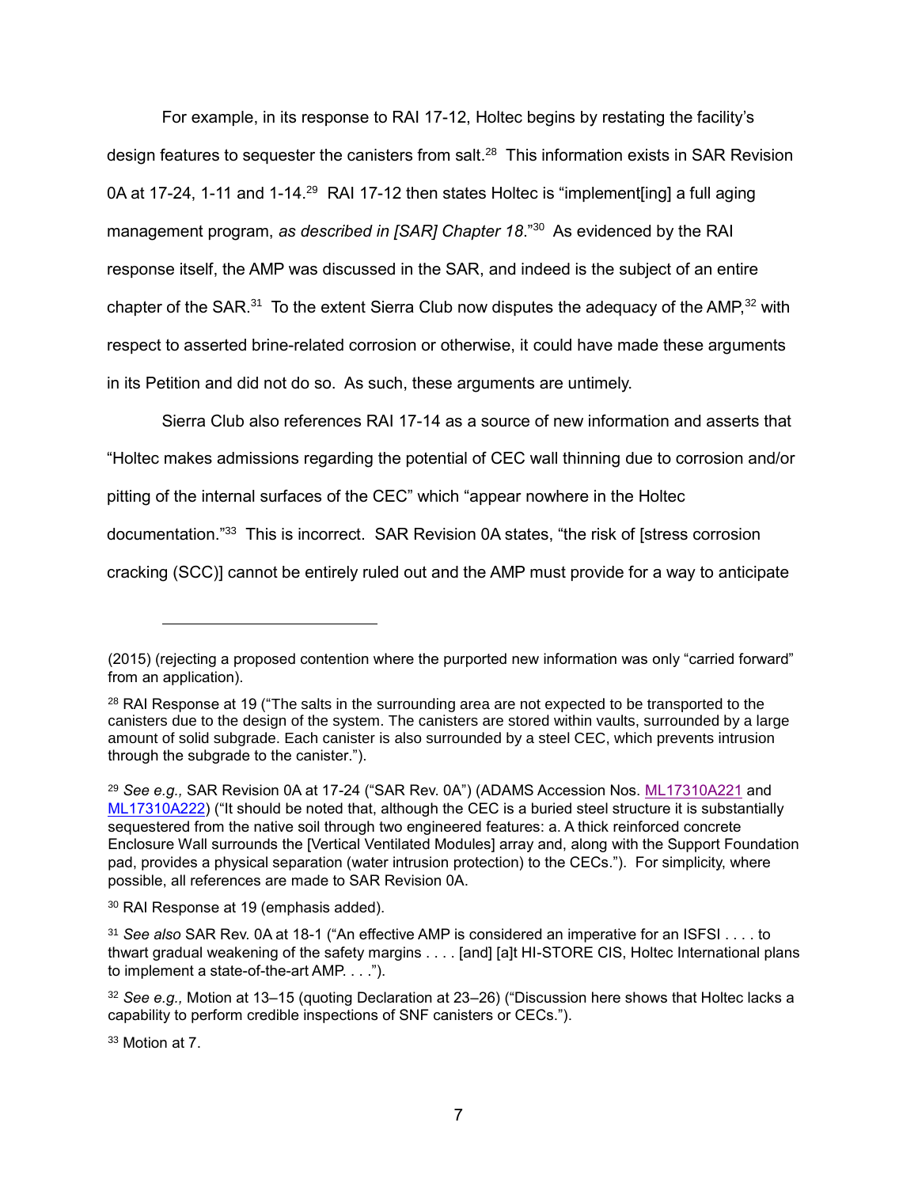For example, in its response to RAI 17-12, Holtec begins by restating the facility's design features to sequester the canisters from salt.[28] This information exists in SAR Revision 0A at 17-24, 1-11 and 1-14.[29] RAI 17-12 then states Holtec is "implement[ing] a full aging management program, *as described in [SAR] Chapter 18*."[30] As evidenced by the RAI response itself, the AMP was discussed in the SAR, and indeed is the subject of an entire chapter of the SAR.[31] To the extent Sierra Club now disputes the adequacy of the AMP,[32] with respect to asserted brine-related corrosion or otherwise, it could have made these arguments in its Petition and did not do so. As such, these arguments are untimely.

Sierra Club also references RAI 17-14 as a source of new information and asserts that "Holtec makes admissions regarding the potential of CEC wall thinning due to corrosion and/or pitting of the internal surfaces of the CEC" which "appear nowhere in the Holtec documentation."[33] This is incorrect. SAR Revision 0A states, "the risk of [stress corrosion cracking (SCC)] cannot be entirely ruled out and the AMP must provide for a way to anticipate

---

(2015) (rejecting a proposed contention where the purported new information was only "carried forward" from an application).

[28] RAI Response at 19 ("The salts in the surrounding area are not expected to be transported to the canisters due to the design of the system. The canisters are stored within vaults, surrounded by a large amount of solid subgrade. Each canister is also surrounded by a steel CEC, which prevents intrusion through the subgrade to the canister.").

[29] *See e.g.,* SAR Revision 0A at 17-24 ("SAR Rev. 0A") (ADAMS Accession Nos. ML17310A221 and ML17310A222) ("It should be noted that, although the CEC is a buried steel structure it is substantially sequestered from the native soil through two engineered features: a. A thick reinforced concrete Enclosure Wall surrounds the [Vertical Ventilated Modules] array and, along with the Support Foundation pad, provides a physical separation (water intrusion protection) to the CECs."). For simplicity, where possible, all references are made to SAR Revision 0A.

[30] RAI Response at 19 (emphasis added).

[31] *See also* SAR Rev. 0A at 18-1 ("An effective AMP is considered an imperative for an ISFSI . . . . to thwart gradual weakening of the safety margins . . . . [and] [a]t HI-STORE CIS, Holtec International plans to implement a state-of-the-art AMP. . . .").

[32] *See e.g.,* Motion at 13–15 (quoting Declaration at 23–26) ("Discussion here shows that Holtec lacks a capability to perform credible inspections of SNF canisters or CECs.").

[33] Motion at 7.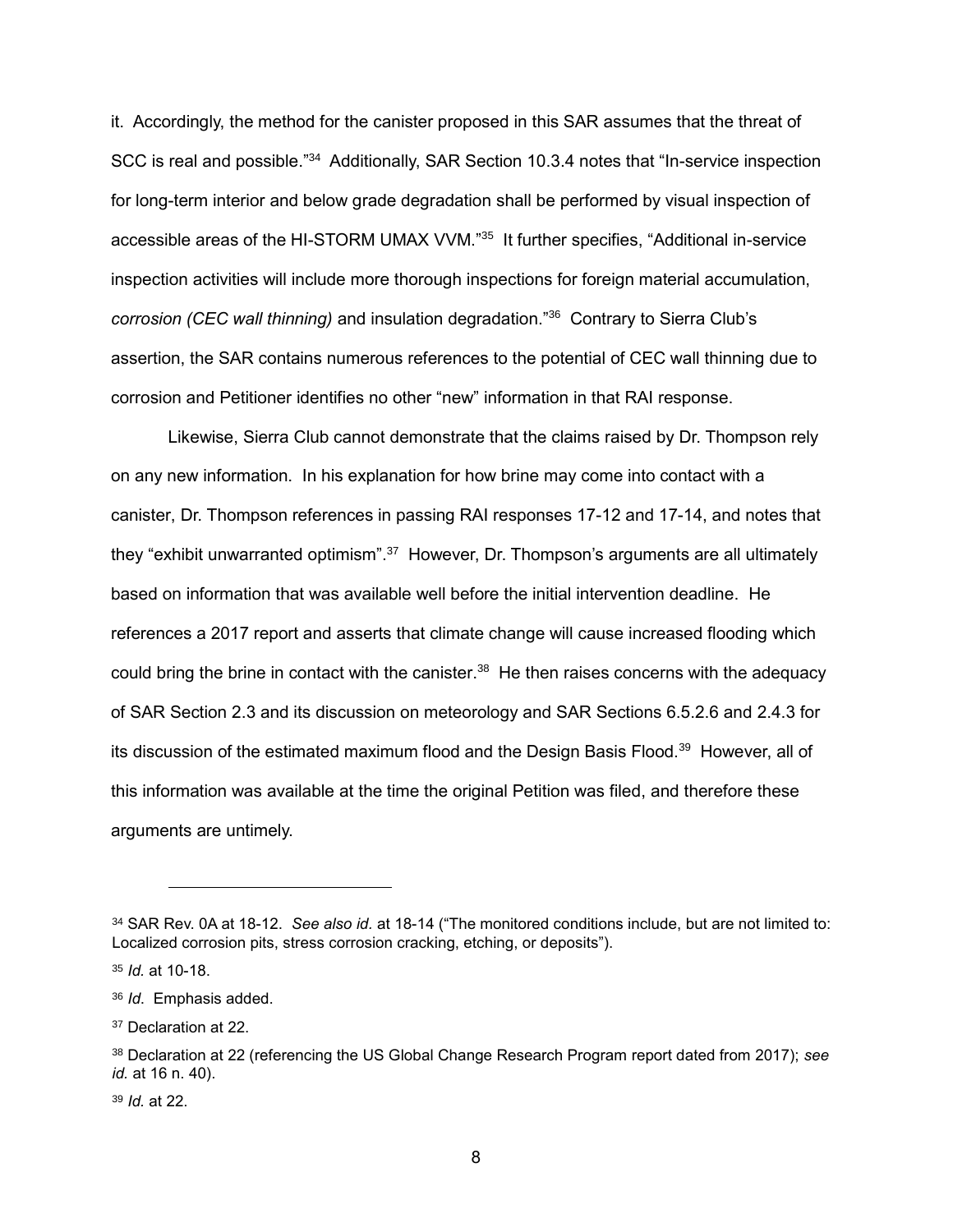it. Accordingly, the method for the canister proposed in this SAR assumes that the threat of SCC is real and possible."[34] Additionally, SAR Section 10.3.4 notes that "In-service inspection for long-term interior and below grade degradation shall be performed by visual inspection of accessible areas of the HI-STORM UMAX VVM."[35] It further specifies, "Additional in-service inspection activities will include more thorough inspections for foreign material accumulation, *corrosion (CEC wall thinning)* and insulation degradation."[36] Contrary to Sierra Club's assertion, the SAR contains numerous references to the potential of CEC wall thinning due to corrosion and Petitioner identifies no other "new" information in that RAI response.

Likewise, Sierra Club cannot demonstrate that the claims raised by Dr. Thompson rely on any new information. In his explanation for how brine may come into contact with a canister, Dr. Thompson references in passing RAI responses 17-12 and 17-14, and notes that they "exhibit unwarranted optimism".[37] However, Dr. Thompson's arguments are all ultimately based on information that was available well before the initial intervention deadline. He references a 2017 report and asserts that climate change will cause increased flooding which could bring the brine in contact with the canister.[38] He then raises concerns with the adequacy of SAR Section 2.3 and its discussion on meteorology and SAR Sections 6.5.2.6 and 2.4.3 for its discussion of the estimated maximum flood and the Design Basis Flood.[39] However, all of this information was available at the time the original Petition was filed, and therefore these arguments are untimely.

---

[34] SAR Rev. 0A at 18-12. *See also id.* at 18-14 ("The monitored conditions include, but are not limited to: Localized corrosion pits, stress corrosion cracking, etching, or deposits").

[35] *Id.* at 10-18.

[36] *Id*. Emphasis added.

[37] Declaration at 22.

[38] Declaration at 22 (referencing the US Global Change Research Program report dated from 2017); *see id.* at 16 n. 40).

[39] *Id.* at 22.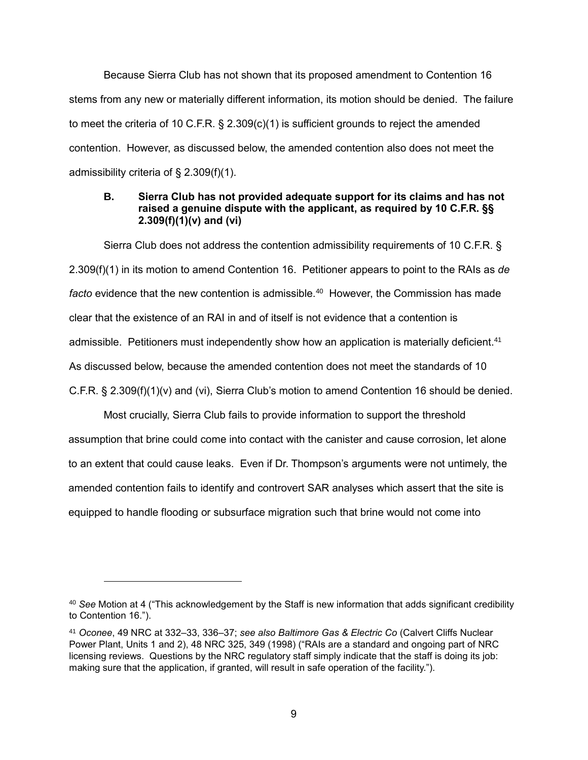Because Sierra Club has not shown that its proposed amendment to Contention 16 stems from any new or materially different information, its motion should be denied. The failure to meet the criteria of 10 C.F.R. § 2.309(c)(1) is sufficient grounds to reject the amended contention. However, as discussed below, the amended contention also does not meet the admissibility criteria of § 2.309(f)(1).

### B. Sierra Club has not provided adequate support for its claims and has not raised a genuine dispute with the applicant, as required by 10 C.F.R. §§ 2.309(f)(1)(v) and (vi)

Sierra Club does not address the contention admissibility requirements of 10 C.F.R. § 2.309(f)(1) in its motion to amend Contention 16. Petitioner appears to point to the RAIs as *de facto* evidence that the new contention is admissible.[40] However, the Commission has made clear that the existence of an RAI in and of itself is not evidence that a contention is admissible. Petitioners must independently show how an application is materially deficient.[41] As discussed below, because the amended contention does not meet the standards of 10 C.F.R. § 2.309(f)(1)(v) and (vi), Sierra Club's motion to amend Contention 16 should be denied.

Most crucially, Sierra Club fails to provide information to support the threshold assumption that brine could come into contact with the canister and cause corrosion, let alone to an extent that could cause leaks. Even if Dr. Thompson's arguments were not untimely, the amended contention fails to identify and controvert SAR analyses which assert that the site is equipped to handle flooding or subsurface migration such that brine would not come into

---

[40] *See* Motion at 4 ("This acknowledgement by the Staff is new information that adds significant credibility to Contention 16.").

[41] *Oconee*, 49 NRC at 332–33, 336–37; *see also Baltimore Gas & Electric Co* (Calvert Cliffs Nuclear Power Plant, Units 1 and 2), 48 NRC 325, 349 (1998) ("RAIs are a standard and ongoing part of NRC licensing reviews. Questions by the NRC regulatory staff simply indicate that the staff is doing its job: making sure that the application, if granted, will result in safe operation of the facility.").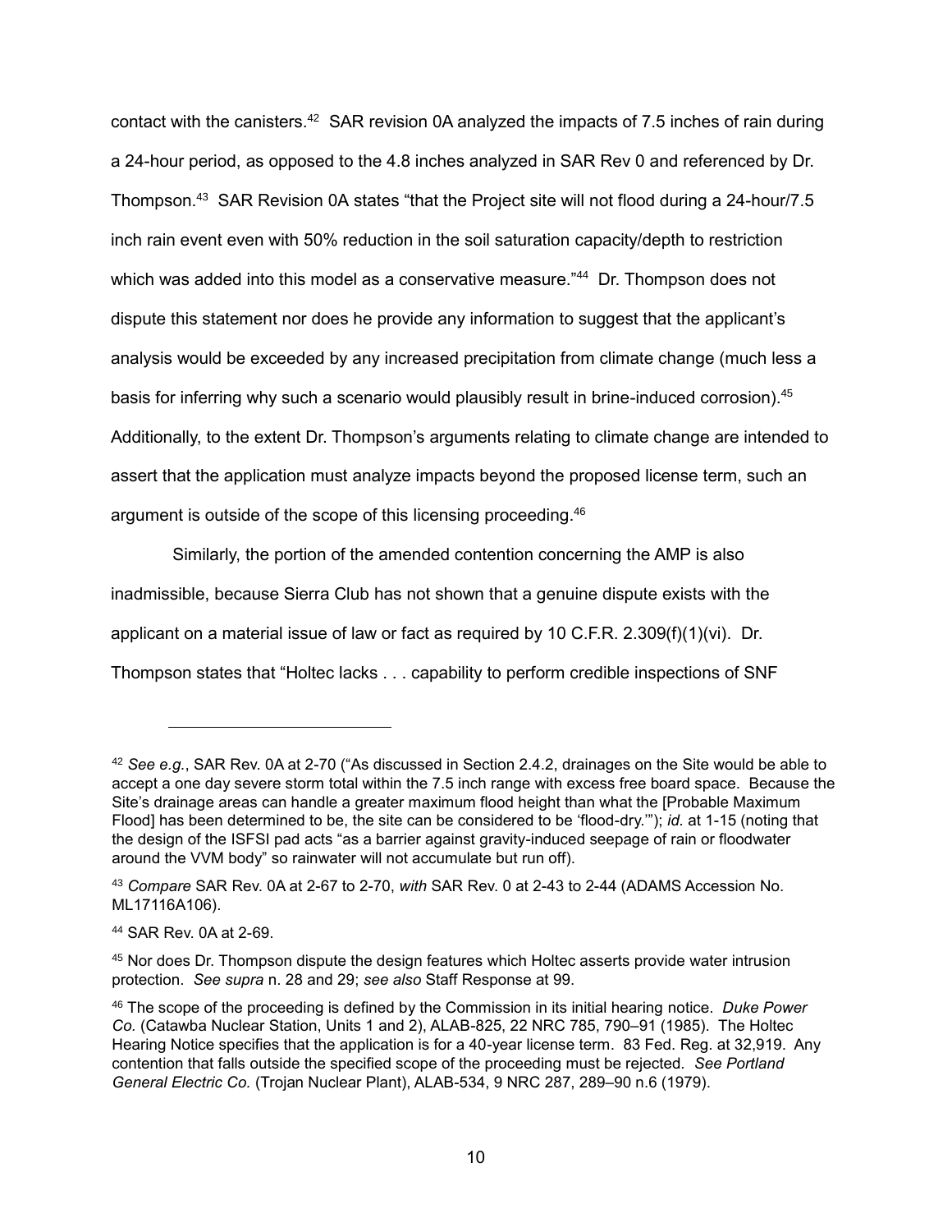contact with the canisters.[42] SAR revision 0A analyzed the impacts of 7.5 inches of rain during a 24-hour period, as opposed to the 4.8 inches analyzed in SAR Rev 0 and referenced by Dr. Thompson.[43] SAR Revision 0A states "that the Project site will not flood during a 24-hour/7.5 inch rain event even with 50% reduction in the soil saturation capacity/depth to restriction which was added into this model as a conservative measure."[44] Dr. Thompson does not dispute this statement nor does he provide any information to suggest that the applicant's analysis would be exceeded by any increased precipitation from climate change (much less a basis for inferring why such a scenario would plausibly result in brine-induced corrosion).[45] Additionally, to the extent Dr. Thompson's arguments relating to climate change are intended to assert that the application must analyze impacts beyond the proposed license term, such an argument is outside of the scope of this licensing proceeding.[46]

Similarly, the portion of the amended contention concerning the AMP is also inadmissible, because Sierra Club has not shown that a genuine dispute exists with the applicant on a material issue of law or fact as required by 10 C.F.R. 2.309(f)(1)(vi). Dr. Thompson states that "Holtec lacks . . . capability to perform credible inspections of SNF

---

[42] *See e.g.*, SAR Rev. 0A at 2-70 ("As discussed in Section 2.4.2, drainages on the Site would be able to accept a one day severe storm total within the 7.5 inch range with excess free board space. Because the Site's drainage areas can handle a greater maximum flood height than what the [Probable Maximum Flood] has been determined to be, the site can be considered to be 'flood-dry.'"); *id.* at 1-15 (noting that the design of the ISFSI pad acts "as a barrier against gravity-induced seepage of rain or floodwater around the VVM body" so rainwater will not accumulate but run off).

[43] *Compare* SAR Rev. 0A at 2-67 to 2-70, *with* SAR Rev. 0 at 2-43 to 2-44 (ADAMS Accession No. ML17116A106).

[44] SAR Rev. 0A at 2-69.

[45] Nor does Dr. Thompson dispute the design features which Holtec asserts provide water intrusion protection. *See supra* n. 28 and 29; *see also* Staff Response at 99.

[46] The scope of the proceeding is defined by the Commission in its initial hearing notice. *Duke Power Co.* (Catawba Nuclear Station, Units 1 and 2), ALAB-825, 22 NRC 785, 790–91 (1985). The Holtec Hearing Notice specifies that the application is for a 40-year license term. 83 Fed. Reg. at 32,919. Any contention that falls outside the specified scope of the proceeding must be rejected. *See Portland General Electric Co.* (Trojan Nuclear Plant), ALAB-534, 9 NRC 287, 289–90 n.6 (1979).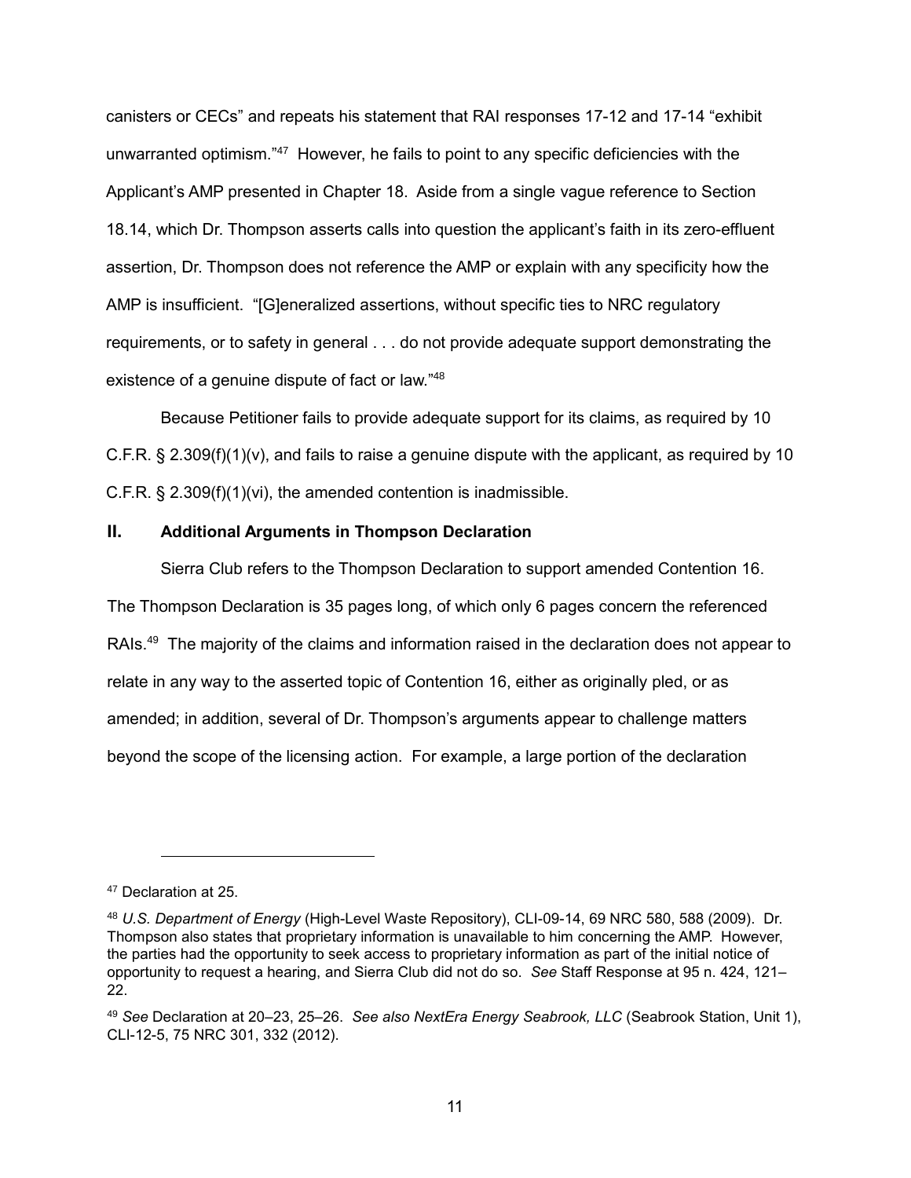canisters or CECs" and repeats his statement that RAI responses 17-12 and 17-14 "exhibit unwarranted optimism."[47] However, he fails to point to any specific deficiencies with the Applicant's AMP presented in Chapter 18. Aside from a single vague reference to Section 18.14, which Dr. Thompson asserts calls into question the applicant's faith in its zero-effluent assertion, Dr. Thompson does not reference the AMP or explain with any specificity how the AMP is insufficient. "[G]eneralized assertions, without specific ties to NRC regulatory requirements, or to safety in general . . . do not provide adequate support demonstrating the existence of a genuine dispute of fact or law."[48]

Because Petitioner fails to provide adequate support for its claims, as required by 10 C.F.R. § 2.309(f)(1)(v), and fails to raise a genuine dispute with the applicant, as required by 10 C.F.R. § 2.309(f)(1)(vi), the amended contention is inadmissible.

## II. Additional Arguments in Thompson Declaration

Sierra Club refers to the Thompson Declaration to support amended Contention 16. The Thompson Declaration is 35 pages long, of which only 6 pages concern the referenced RAIs.[49] The majority of the claims and information raised in the declaration does not appear to relate in any way to the asserted topic of Contention 16, either as originally pled, or as amended; in addition, several of Dr. Thompson's arguments appear to challenge matters beyond the scope of the licensing action. For example, a large portion of the declaration

---

[47] Declaration at 25.

[48] *U.S. Department of Energy* (High-Level Waste Repository), CLI-09-14, 69 NRC 580, 588 (2009). Dr. Thompson also states that proprietary information is unavailable to him concerning the AMP. However, the parties had the opportunity to seek access to proprietary information as part of the initial notice of opportunity to request a hearing, and Sierra Club did not do so. *See* Staff Response at 95 n. 424, 121–22.

[49] *See* Declaration at 20–23, 25–26. *See also NextEra Energy Seabrook, LLC* (Seabrook Station, Unit 1), CLI-12-5, 75 NRC 301, 332 (2012).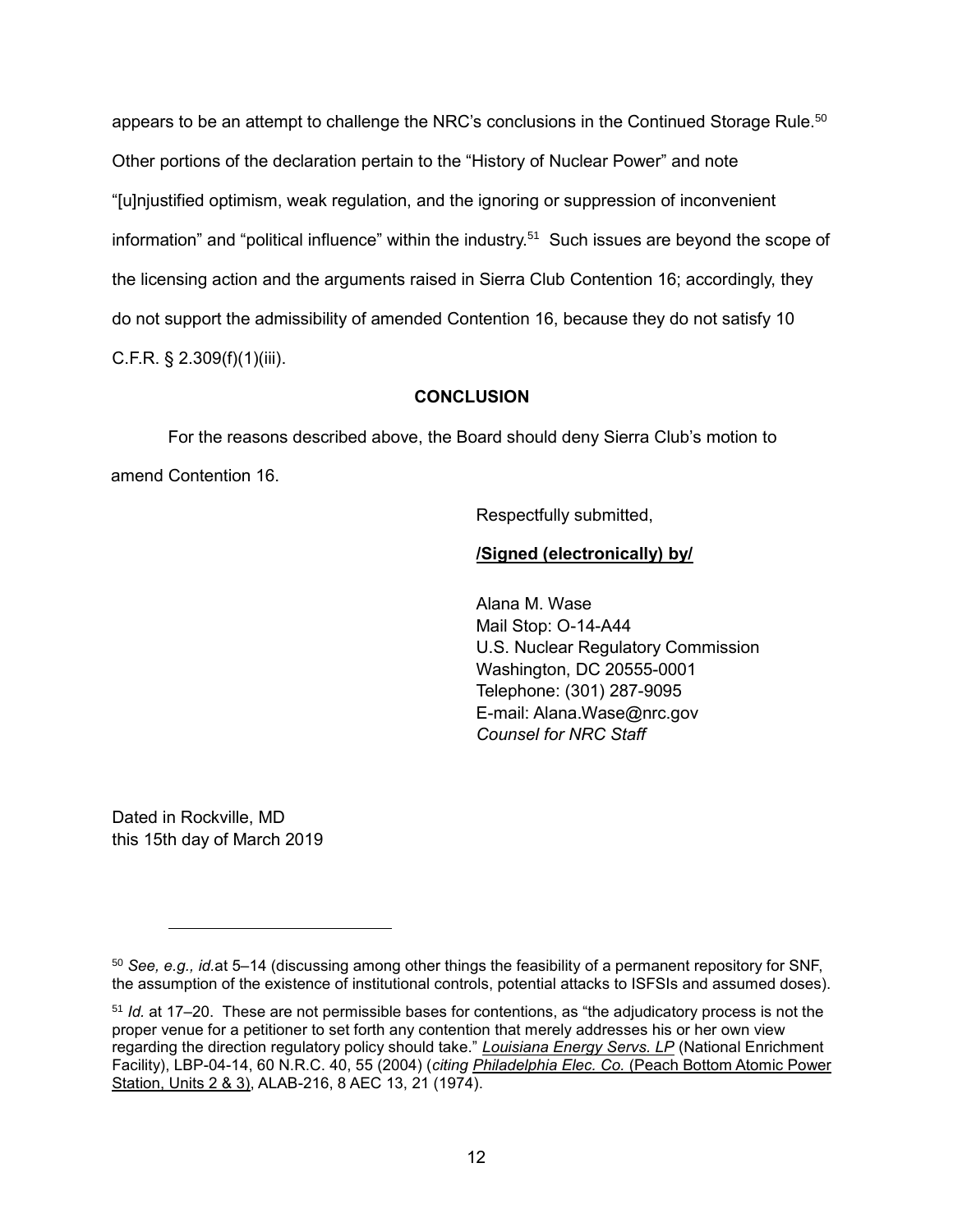appears to be an attempt to challenge the NRC's conclusions in the Continued Storage Rule.[50] Other portions of the declaration pertain to the "History of Nuclear Power" and note "[u]njustified optimism, weak regulation, and the ignoring or suppression of inconvenient information" and "political influence" within the industry.[51] Such issues are beyond the scope of the licensing action and the arguments raised in Sierra Club Contention 16; accordingly, they do not support the admissibility of amended Contention 16, because they do not satisfy 10 C.F.R. § 2.309(f)(1)(iii).

**CONCLUSION**

For the reasons described above, the Board should deny Sierra Club's motion to amend Contention 16.

Respectfully submitted,

**/Signed (electronically) by/**

Alana M. Wase
Mail Stop: O-14-A44
U.S. Nuclear Regulatory Commission
Washington, DC 20555-0001
Telephone: (301) 287-9095
E-mail: Alana.Wase@nrc.gov
*Counsel for NRC Staff*

Dated in Rockville, MD
this 15th day of March 2019

---

[50] *See, e.g., id.*at 5–14 (discussing among other things the feasibility of a permanent repository for SNF, the assumption of the existence of institutional controls, potential attacks to ISFSIs and assumed doses).

[51] *Id.* at 17–20. These are not permissible bases for contentions, as "the adjudicatory process is not the proper venue for a petitioner to set forth any contention that merely addresses his or her own view regarding the direction regulatory policy should take." *Louisiana Energy Servs. LP* (National Enrichment Facility), LBP-04-14, 60 N.R.C. 40, 55 (2004) (*citing* *Philadelphia Elec. Co.* (Peach Bottom Atomic Power Station, Units 2 & 3), ALAB-216, 8 AEC 13, 21 (1974).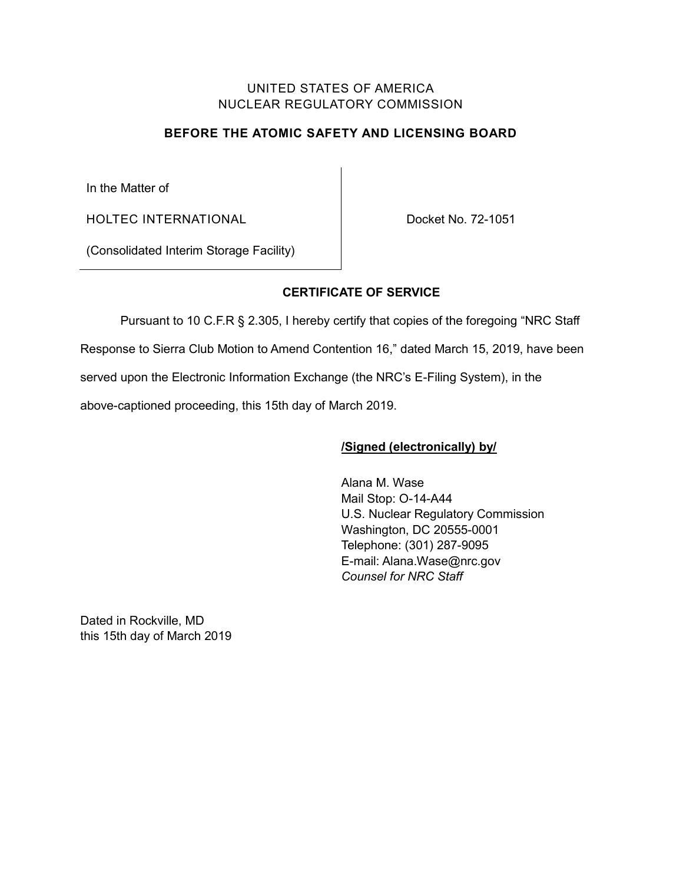UNITED STATES OF AMERICA
NUCLEAR REGULATORY COMMISSION

**BEFORE THE ATOMIC SAFETY AND LICENSING BOARD**

| | |
|---|---|
| In the Matter of<br><br>HOLTEC INTERNATIONAL<br><br>(Consolidated Interim Storage Facility) | Docket No. 72-1051 |

**CERTIFICATE OF SERVICE**

Pursuant to 10 C.F.R § 2.305, I hereby certify that copies of the foregoing "NRC Staff Response to Sierra Club Motion to Amend Contention 16," dated March 15, 2019, have been served upon the Electronic Information Exchange (the NRC's E-Filing System), in the above-captioned proceeding, this 15th day of March 2019.

**/Signed (electronically) by/**

Alana M. Wase
Mail Stop: O-14-A44
U.S. Nuclear Regulatory Commission
Washington, DC 20555-0001
Telephone: (301) 287-9095
E-mail: Alana.Wase@nrc.gov
*Counsel for NRC Staff*

Dated in Rockville, MD
this 15th day of March 2019